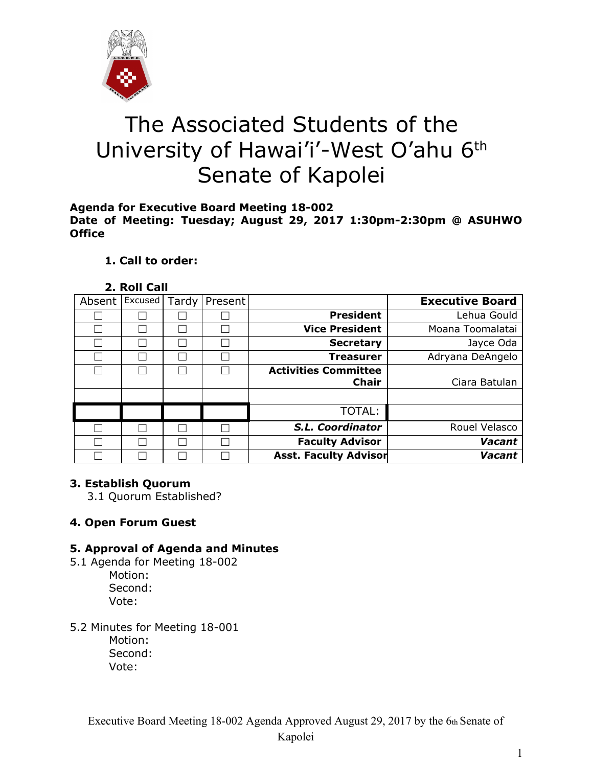# The Associated Students of the University of Hawai'i-West O'ahu 6th Senate of Kapolei

**Agenda for Executive Board Meeting 18-002**
**Date of Meeting: Tuesday; August 29, 2017 1:30pm-2:30pm @ ASUHWO Office**

1. **Call to order:**

2. **Roll Call**

| Absent | Excused | Tardy | Present | | Executive Board |
|---|---|---|---|---|---|
| ☐ | ☐ | ☐ | ☐ | **President** | Lehua Gould |
| ☐ | ☐ | ☐ | ☐ | **Vice President** | Moana Toomalatai |
| ☐ | ☐ | ☐ | ☐ | **Secretary** | Jayce Oda |
| ☐ | ☐ | ☐ | ☐ | **Treasurer** | Adryana DeAngelo |
| ☐ | ☐ | ☐ | ☐ | **Activities Committee Chair** | Ciara Batulan |
| | | | | | |
| | | | | TOTAL: | |
| ☐ | ☐ | ☐ | ☐ | ***S.L. Coordinator*** | Rouel Velasco |
| ☐ | ☐ | ☐ | ☐ | **Faculty Advisor** | ***Vacant*** |
| ☐ | ☐ | ☐ | ☐ | **Asst. Faculty Advisor** | ***Vacant*** |

**3. Establish Quorum**

3.1 Quorum Established?

**4. Open Forum Guest**

**5. Approval of Agenda and Minutes**

5.1 Agenda for Meeting 18-002

Motion:
Second:
Vote:

5.2 Minutes for Meeting 18-001

Motion:
Second:
Vote:

Executive Board Meeting 18-002 Agenda Approved August 29, 2017 by the 6th Senate of Kapolei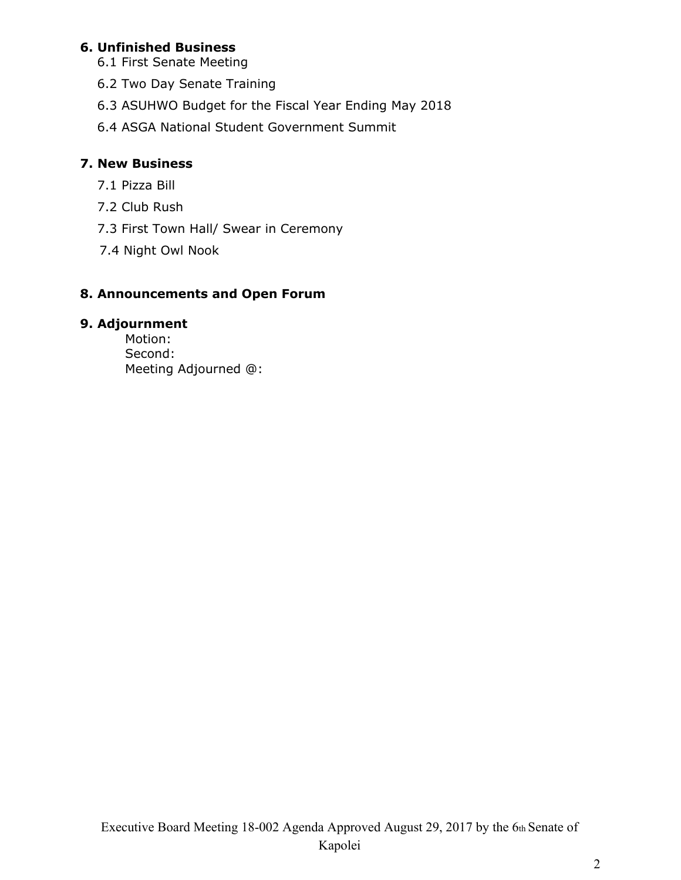**6. Unfinished Business**

6.1 First Senate Meeting

6.2 Two Day Senate Training

6.3 ASUHWO Budget for the Fiscal Year Ending May 2018

6.4 ASGA National Student Government Summit

**7. New Business**

7.1 Pizza Bill

7.2 Club Rush

7.3 First Town Hall/ Swear in Ceremony

7.4 Night Owl Nook

**8. Announcements and Open Forum**

**9. Adjournment**

Motion:
Second:
Meeting Adjourned @:

Executive Board Meeting 18-002 Agenda Approved August 29, 2017 by the 6th Senate of Kapolei